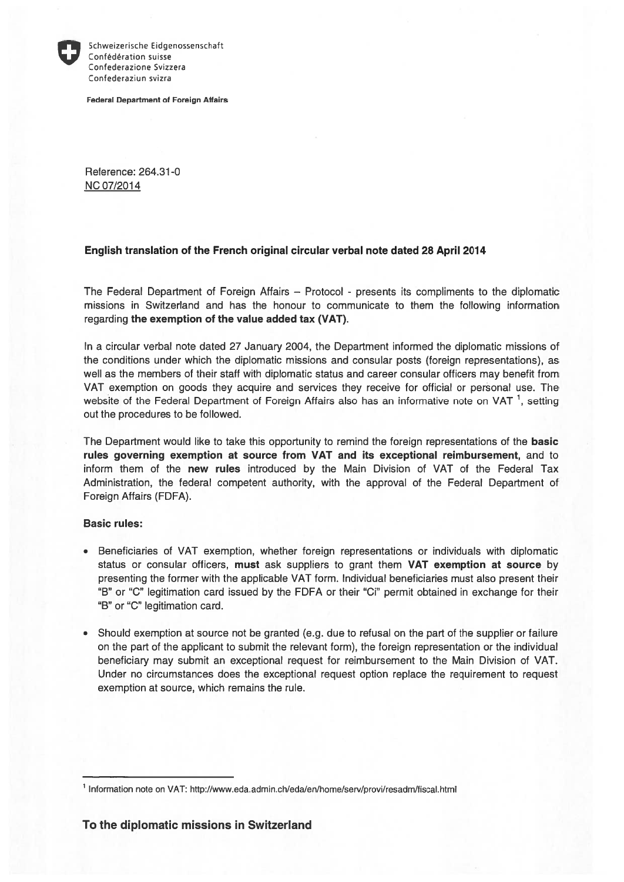Schweizerische Eidgenossenschaft
Confédération suisse
Confederazione Svizzera
Confederaziun svizra

**Federal Department of Foreign Affairs**

Reference: 264.31-0
NC 07/2014

**English translation of the French original circular verbal note dated 28 April 2014**

The Federal Department of Foreign Affairs – Protocol - presents its compliments to the diplomatic missions in Switzerland and has the honour to communicate to them the following information regarding **the exemption of the value added tax (VAT)**.

In a circular verbal note dated 27 January 2004, the Department informed the diplomatic missions of the conditions under which the diplomatic missions and consular posts (foreign representations), as well as the members of their staff with diplomatic status and career consular officers may benefit from VAT exemption on goods they acquire and services they receive for official or personal use. The website of the Federal Department of Foreign Affairs also has an informative note on VAT [1], setting out the procedures to be followed.

The Department would like to take this opportunity to remind the foreign representations of the **basic rules governing exemption at source from VAT and its exceptional reimbursement**, and to inform them of the **new rules** introduced by the Main Division of VAT of the Federal Tax Administration, the federal competent authority, with the approval of the Federal Department of Foreign Affairs (FDFA).

**Basic rules:**

- Beneficiaries of VAT exemption, whether foreign representations or individuals with diplomatic status or consular officers, **must** ask suppliers to grant them **VAT exemption at source** by presenting the former with the applicable VAT form. Individual beneficiaries must also present their "B" or "C" legitimation card issued by the FDFA or their "Ci" permit obtained in exchange for their "B" or "C" legitimation card.
- Should exemption at source not be granted (e.g. due to refusal on the part of the supplier or failure on the part of the applicant to submit the relevant form), the foreign representation or the individual beneficiary may submit an exceptional request for reimbursement to the Main Division of VAT. Under no circumstances does the exceptional request option replace the requirement to request exemption at source, which remains the rule.

[1] Information note on VAT: http://www.eda.admin.ch/eda/en/home/serv/provi/resadm/fiscal.html

**To the diplomatic missions in Switzerland**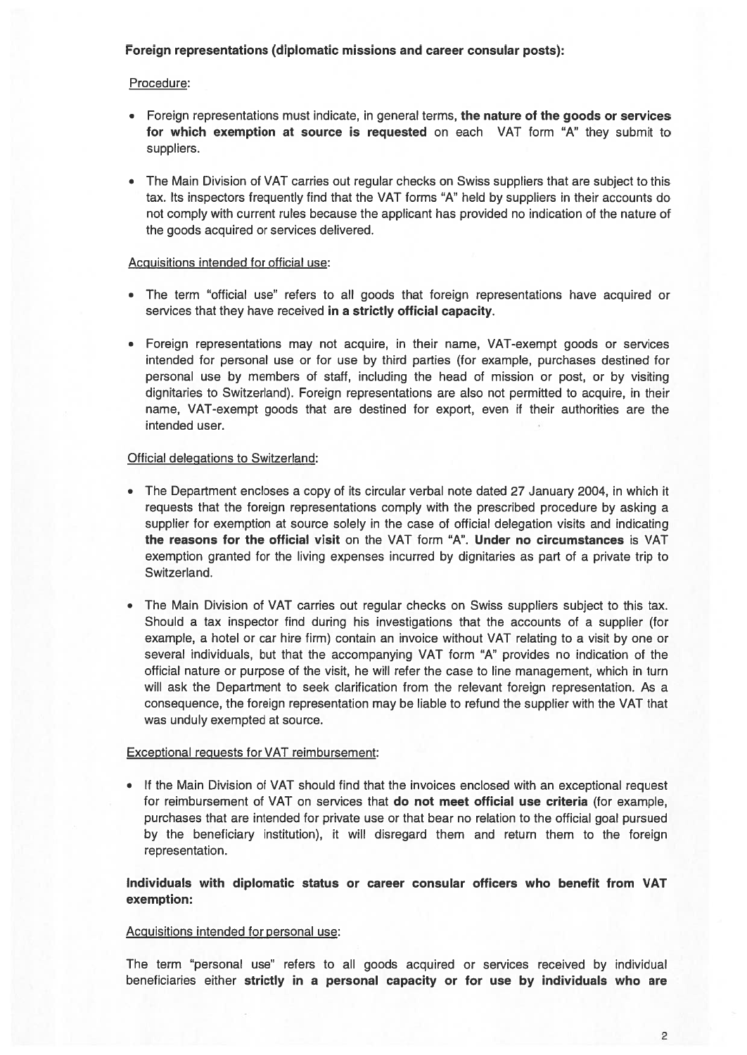**Foreign representations (diplomatic missions and career consular posts):**

Procedure:

- Foreign representations must indicate, in general terms, **the nature of the goods or services for which exemption at source is requested** on each VAT form "A" they submit to suppliers.
- The Main Division of VAT carries out regular checks on Swiss suppliers that are subject to this tax. Its inspectors frequently find that the VAT forms "A" held by suppliers in their accounts do not comply with current rules because the applicant has provided no indication of the nature of the goods acquired or services delivered.

Acquisitions intended for official use:

- The term "official use" refers to all goods that foreign representations have acquired or services that they have received **in a strictly official capacity**.
- Foreign representations may not acquire, in their name, VAT-exempt goods or services intended for personal use or for use by third parties (for example, purchases destined for personal use by members of staff, including the head of mission or post, or by visiting dignitaries to Switzerland). Foreign representations are also not permitted to acquire, in their name, VAT-exempt goods that are destined for export, even if their authorities are the intended user.

Official delegations to Switzerland:

- The Department encloses a copy of its circular verbal note dated 27 January 2004, in which it requests that the foreign representations comply with the prescribed procedure by asking a supplier for exemption at source solely in the case of official delegation visits and indicating **the reasons for the official visit** on the VAT form "A". **Under no circumstances** is VAT exemption granted for the living expenses incurred by dignitaries as part of a private trip to Switzerland.
- The Main Division of VAT carries out regular checks on Swiss suppliers subject to this tax. Should a tax inspector find during his investigations that the accounts of a supplier (for example, a hotel or car hire firm) contain an invoice without VAT relating to a visit by one or several individuals, but that the accompanying VAT form "A" provides no indication of the official nature or purpose of the visit, he will refer the case to line management, which in turn will ask the Department to seek clarification from the relevant foreign representation. As a consequence, the foreign representation may be liable to refund the supplier with the VAT that was unduly exempted at source.

Exceptional requests for VAT reimbursement:

- If the Main Division of VAT should find that the invoices enclosed with an exceptional request for reimbursement of VAT on services that **do not meet official use criteria** (for example, purchases that are intended for private use or that bear no relation to the official goal pursued by the beneficiary institution), it will disregard them and return them to the foreign representation.

**Individuals with diplomatic status or career consular officers who benefit from VAT exemption:**

Acquisitions intended for personal use:

The term "personal use" refers to all goods acquired or services received by individual beneficiaries either **strictly in a personal capacity or for use by individuals who are**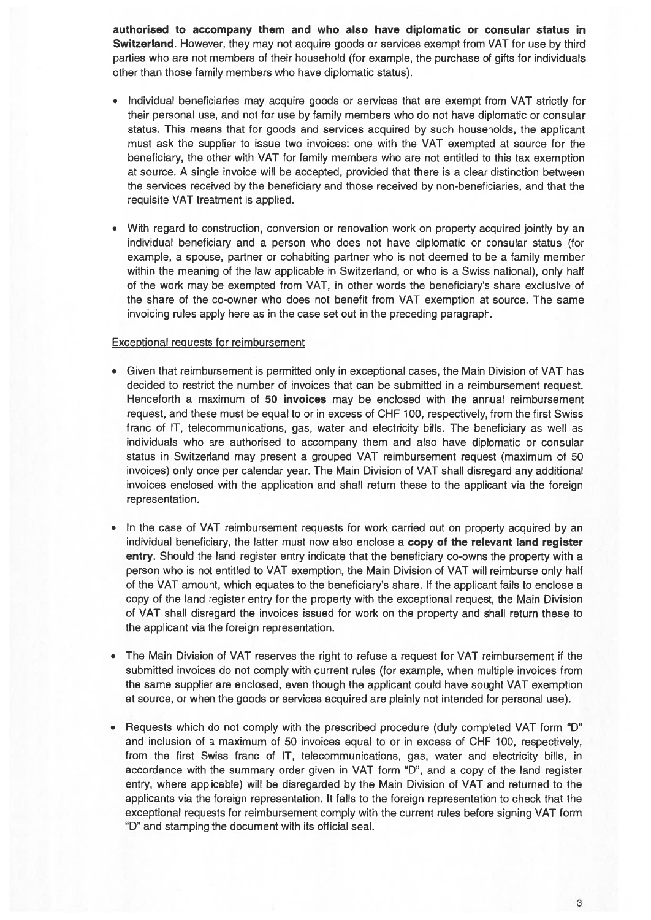**authorised to accompany them and who also have diplomatic or consular status in Switzerland**. However, they may not acquire goods or services exempt from VAT for use by third parties who are not members of their household (for example, the purchase of gifts for individuals other than those family members who have diplomatic status).

- Individual beneficiaries may acquire goods or services that are exempt from VAT strictly for their personal use, and not for use by family members who do not have diplomatic or consular status. This means that for goods and services acquired by such households, the applicant must ask the supplier to issue two invoices: one with the VAT exempted at source for the beneficiary, the other with VAT for family members who are not entitled to this tax exemption at source. A single invoice will be accepted, provided that there is a clear distinction between the services received by the beneficiary and those received by non-beneficiaries, and that the requisite VAT treatment is applied.

- With regard to construction, conversion or renovation work on property acquired jointly by an individual beneficiary and a person who does not have diplomatic or consular status (for example, a spouse, partner or cohabiting partner who is not deemed to be a family member within the meaning of the law applicable in Switzerland, or who is a Swiss national), only half of the work may be exempted from VAT, in other words the beneficiary's share exclusive of the share of the co-owner who does not benefit from VAT exemption at source. The same invoicing rules apply here as in the case set out in the preceding paragraph.

Exceptional requests for reimbursement

- Given that reimbursement is permitted only in exceptional cases, the Main Division of VAT has decided to restrict the number of invoices that can be submitted in a reimbursement request. Henceforth a maximum of **50 invoices** may be enclosed with the annual reimbursement request, and these must be equal to or in excess of CHF 100, respectively, from the first Swiss franc of IT, telecommunications, gas, water and electricity bills. The beneficiary as well as individuals who are authorised to accompany them and also have diplomatic or consular status in Switzerland may present a grouped VAT reimbursement request (maximum of 50 invoices) only once per calendar year. The Main Division of VAT shall disregard any additional invoices enclosed with the application and shall return these to the applicant via the foreign representation.

- In the case of VAT reimbursement requests for work carried out on property acquired by an individual beneficiary, the latter must now also enclose a **copy of the relevant land register entry**. Should the land register entry indicate that the beneficiary co-owns the property with a person who is not entitled to VAT exemption, the Main Division of VAT will reimburse only half of the VAT amount, which equates to the beneficiary's share. If the applicant fails to enclose a copy of the land register entry for the property with the exceptional request, the Main Division of VAT shall disregard the invoices issued for work on the property and shall return these to the applicant via the foreign representation.

- The Main Division of VAT reserves the right to refuse a request for VAT reimbursement if the submitted invoices do not comply with current rules (for example, when multiple invoices from the same supplier are enclosed, even though the applicant could have sought VAT exemption at source, or when the goods or services acquired are plainly not intended for personal use).

- Requests which do not comply with the prescribed procedure (duly completed VAT form "D" and inclusion of a maximum of 50 invoices equal to or in excess of CHF 100, respectively, from the first Swiss franc of IT, telecommunications, gas, water and electricity bills, in accordance with the summary order given in VAT form "D", and a copy of the land register entry, where applicable) will be disregarded by the Main Division of VAT and returned to the applicants via the foreign representation. It falls to the foreign representation to check that the exceptional requests for reimbursement comply with the current rules before signing VAT form "D" and stamping the document with its official seal.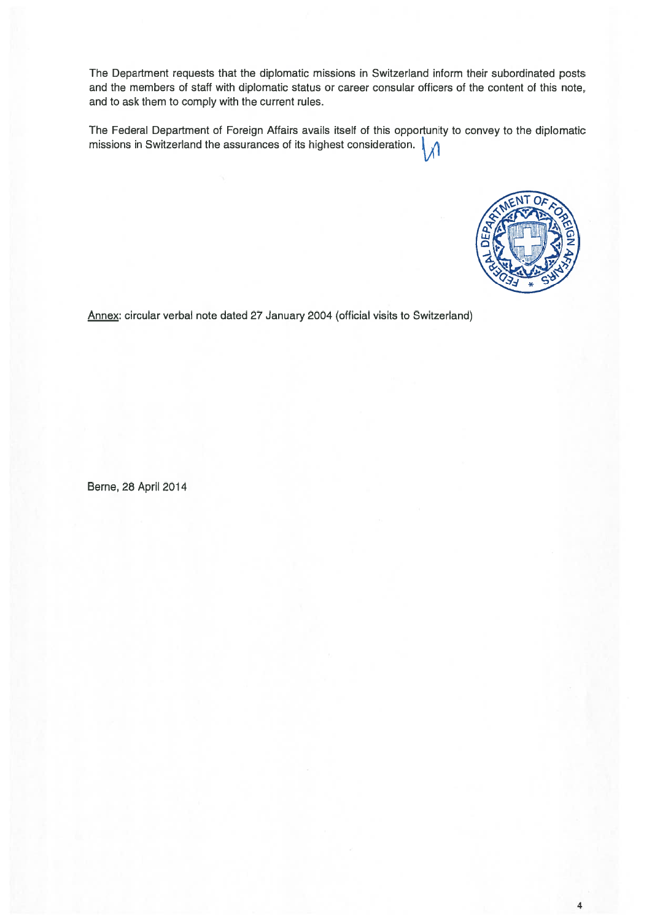The Department requests that the diplomatic missions in Switzerland inform their subordinated posts and the members of staff with diplomatic status or career consular officers of the content of this note, and to ask them to comply with the current rules.

The Federal Department of Foreign Affairs avails itself of this opportunity to convey to the diplomatic missions in Switzerland the assurances of its highest consideration.

Annex: circular verbal note dated 27 January 2004 (official visits to Switzerland)

Berne, 28 April 2014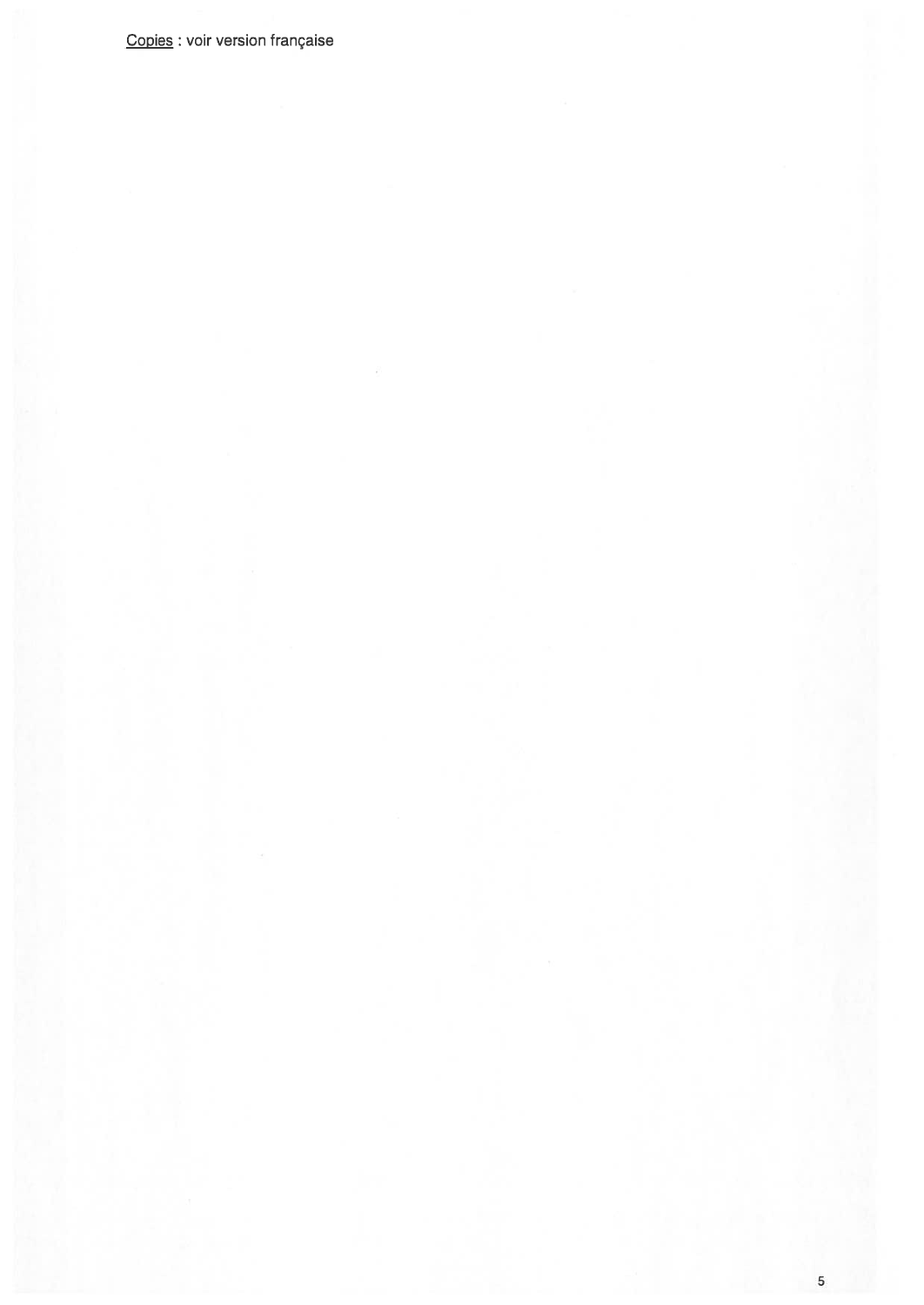<u>Copies</u> : voir version française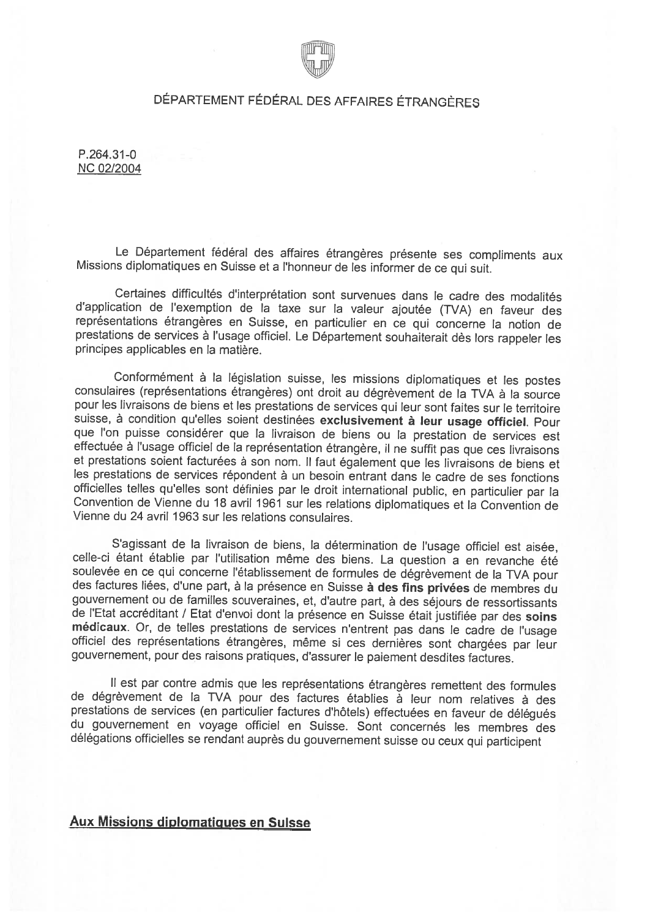DÉPARTEMENT FÉDÉRAL DES AFFAIRES ÉTRANGÈRES

P.264.31-0
NC 02/2004

Le Département fédéral des affaires étrangères présente ses compliments aux Missions diplomatiques en Suisse et a l'honneur de les informer de ce qui suit.

Certaines difficultés d'interprétation sont survenues dans le cadre des modalités d'application de l'exemption de la taxe sur la valeur ajoutée (TVA) en faveur des représentations étrangères en Suisse, en particulier en ce qui concerne la notion de prestations de services à l'usage officiel. Le Département souhaiterait dès lors rappeler les principes applicables en la matière.

Conformément à la législation suisse, les missions diplomatiques et les postes consulaires (représentations étrangères) ont droit au dégrèvement de la TVA à la source pour les livraisons de biens et les prestations de services qui leur sont faites sur le territoire suisse, à condition qu'elles soient destinées **exclusivement à leur usage officiel**. Pour que l'on puisse considérer que la livraison de biens ou la prestation de services est effectuée à l'usage officiel de la représentation étrangère, il ne suffit pas que ces livraisons et prestations soient facturées à son nom. Il faut également que les livraisons de biens et les prestations de services répondent à un besoin entrant dans le cadre de ses fonctions officielles telles qu'elles sont définies par le droit international public, en particulier par la Convention de Vienne du 18 avril 1961 sur les relations diplomatiques et la Convention de Vienne du 24 avril 1963 sur les relations consulaires.

S'agissant de la livraison de biens, la détermination de l'usage officiel est aisée, celle-ci étant établie par l'utilisation même des biens. La question a en revanche été soulevée en ce qui concerne l'établissement de formules de dégrèvement de la TVA pour des factures liées, d'une part, à la présence en Suisse **à des fins privées** de membres du gouvernement ou de familles souveraines, et, d'autre part, à des séjours de ressortissants de l'Etat accréditant / Etat d'envoi dont la présence en Suisse était justifiée par des **soins médicaux**. Or, de telles prestations de services n'entrent pas dans le cadre de l'usage officiel des représentations étrangères, même si ces dernières sont chargées par leur gouvernement, pour des raisons pratiques, d'assurer le paiement desdites factures.

Il est par contre admis que les représentations étrangères remettent des formules de dégrèvement de la TVA pour des factures établies à leur nom relatives à des prestations de services (en particulier factures d'hôtels) effectuées en faveur de délégués du gouvernement en voyage officiel en Suisse. Sont concernés les membres des délégations officielles se rendant auprès du gouvernement suisse ou ceux qui participent

**Aux Missions diplomatiques en Suisse**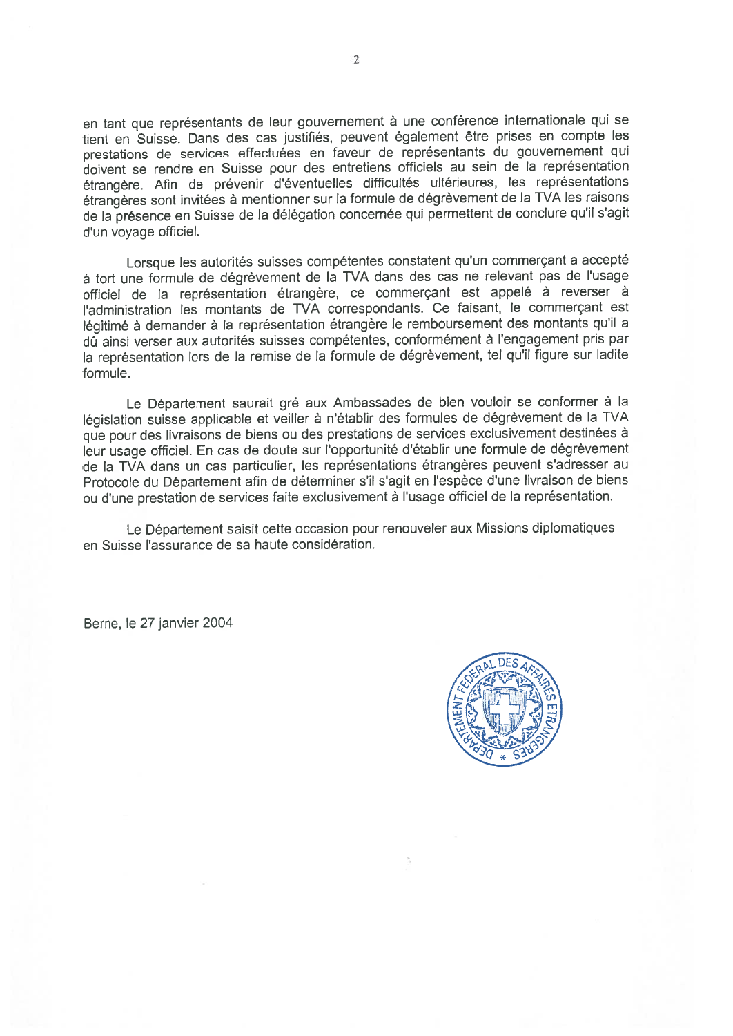en tant que représentants de leur gouvernement à une conférence internationale qui se tient en Suisse. Dans des cas justifiés, peuvent également être prises en compte les prestations de services effectuées en faveur de représentants du gouvernement qui doivent se rendre en Suisse pour des entretiens officiels au sein de la représentation étrangère. Afin de prévenir d'éventuelles difficultés ultérieures, les représentations étrangères sont invitées à mentionner sur la formule de dégrèvement de la TVA les raisons de la présence en Suisse de la délégation concernée qui permettent de conclure qu'il s'agit d'un voyage officiel.

Lorsque les autorités suisses compétentes constatent qu'un commerçant a accepté à tort une formule de dégrèvement de la TVA dans des cas ne relevant pas de l'usage officiel de la représentation étrangère, ce commerçant est appelé à reverser à l'administration les montants de TVA correspondants. Ce faisant, le commerçant est légitimé à demander à la représentation étrangère le remboursement des montants qu'il a dû ainsi verser aux autorités suisses compétentes, conformément à l'engagement pris par la représentation lors de la remise de la formule de dégrèvement, tel qu'il figure sur ladite formule.

Le Département saurait gré aux Ambassades de bien vouloir se conformer à la législation suisse applicable et veiller à n'établir des formules de dégrèvement de la TVA que pour des livraisons de biens ou des prestations de services exclusivement destinées à leur usage officiel. En cas de doute sur l'opportunité d'établir une formule de dégrèvement de la TVA dans un cas particulier, les représentations étrangères peuvent s'adresser au Protocole du Département afin de déterminer s'il s'agit en l'espèce d'une livraison de biens ou d'une prestation de services faite exclusivement à l'usage officiel de la représentation.

Le Département saisit cette occasion pour renouveler aux Missions diplomatiques en Suisse l'assurance de sa haute considération.

Berne, le 27 janvier 2004

DÉPARTEMENT FÉDÉRAL DES AFFAIRES ÉTRANGÈRES